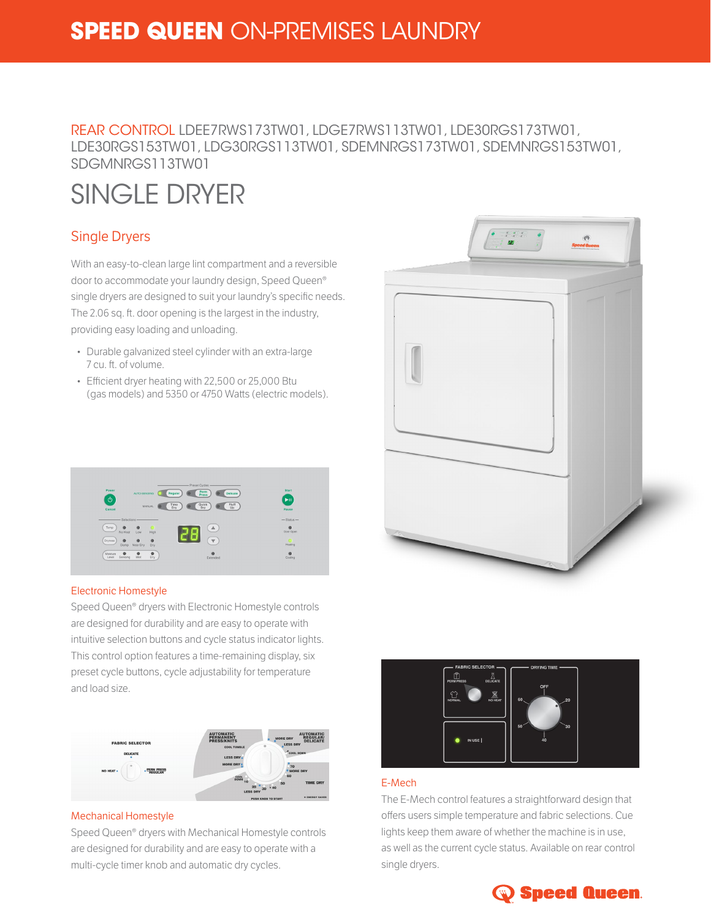# SPEED QUEEN ON-PREMISES LAUNDRY

REAR CONTROL LDEE7RWS173TW01, LDGE7RWS113TW01, LDE30RGS173TW01, LDE30RGS153TW01, LDG30RGS113TW01, SDEMNRGS173TW01, SDEMNRGS153TW01, SDGMNRGS113TW01

# SINGLE DRYER

## Single Dryers

With an easy-to-clean large lint compartment and a reversible door to accommodate your laundry design, Speed Queen® single dryers are designed to suit your laundry's specific needs. The 2.06 sq. ft. door opening is the largest in the industry, providing easy loading and unloading.

- Durable galvanized steel cylinder with an extra-large 7 cu. ft. of volume.
- Efficient dryer heating with 22,500 or 25,000 Btu (gas models) and 5350 or 4750 Watts (electric models).

### Electronic Homestyle

Speed Queen® dryers with Electronic Homestyle controls are designed for durability and are easy to operate with intuitive selection buttons and cycle status indicator lights. This control option features a time-remaining display, six preset cycle buttons, cycle adjustability for temperature and load size.

### Mechanical Homestyle

Speed Queen® dryers with Mechanical Homestyle controls are designed for durability and are easy to operate with a multi-cycle timer knob and automatic dry cycles.

### E-Mech

The E-Mech control features a straightforward design that offers users simple temperature and fabric selections. Cue lights keep them aware of whether the machine is in use, as well as the current cycle status. Available on rear control single dryers.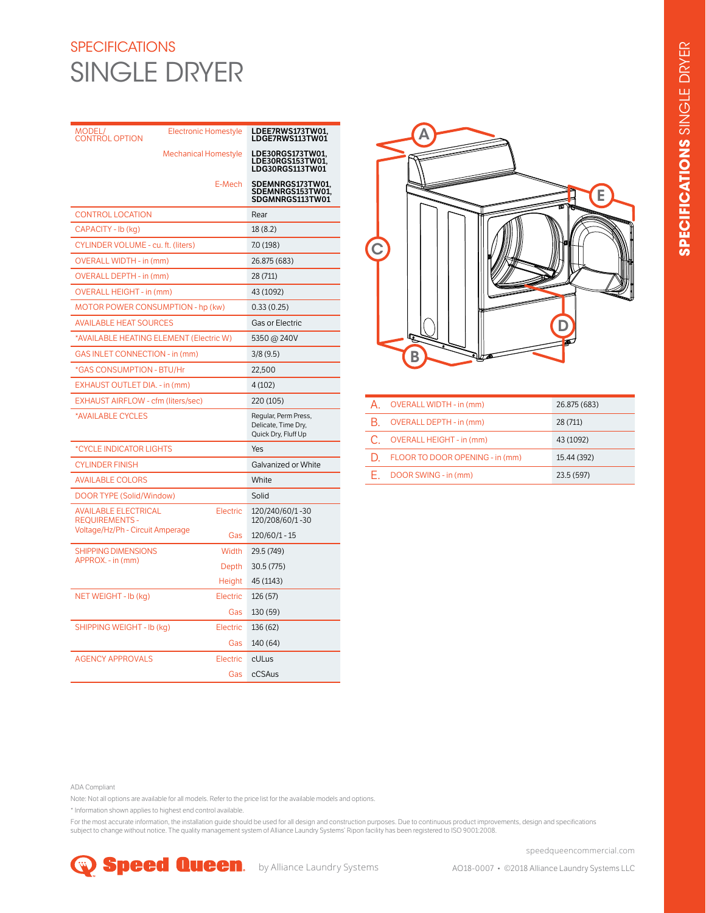# SPECIFICATIONS
# SINGLE DRYER

| | | |
|---|---|---|
| MODEL/ CONTROL OPTION | Electronic Homestyle | LDEE7RWS173TW01, LDGE7RWS113TW01 |
| | Mechanical Homestyle | LDE30RGS173TW01, LDE30RGS153TW01, LDG30RGS113TW01 |
| | E-Mech | SDEMNRGS173TW01, SDEMNRGS153TW01, SDGMNRGS113TW01 |
| CONTROL LOCATION | | Rear |
| CAPACITY - lb (kg) | | 18 (8.2) |
| CYLINDER VOLUME - cu. ft. (liters) | | 7.0 (198) |
| OVERALL WIDTH - in (mm) | | 26.875 (683) |
| OVERALL DEPTH - in (mm) | | 28 (711) |
| OVERALL HEIGHT - in (mm) | | 43 (1092) |
| MOTOR POWER CONSUMPTION - hp (kw) | | 0.33 (0.25) |
| AVAILABLE HEAT SOURCES | | Gas or Electric |
| *AVAILABLE HEATING ELEMENT (Electric W) | | 5350 @ 240V |
| GAS INLET CONNECTION - in (mm) | | 3/8 (9.5) |
| *GAS CONSUMPTION - BTU/Hr | | 22,500 |
| EXHAUST OUTLET DIA. - in (mm) | | 4 (102) |
| EXHAUST AIRFLOW - cfm (liters/sec) | | 220 (105) |
| *AVAILABLE CYCLES | | Regular, Perm Press, Delicate, Time Dry, Quick Dry, Fluff Up |
| *CYCLE INDICATOR LIGHTS | | Yes |
| CYLINDER FINISH | | Galvanized or White |
| AVAILABLE COLORS | | White |
| DOOR TYPE (Solid/Window) | | Solid |
| AVAILABLE ELECTRICAL REQUIREMENTS - Voltage/Hz/Ph - Circuit Amperage | Electric | 120/240/60/1 -30 120/208/60/1 -30 |
| | Gas | 120/60/1 - 15 |
| SHIPPING DIMENSIONS APPROX. - in (mm) | Width | 29.5 (749) |
| | Depth | 30.5 (775) |
| | Height | 45 (1143) |
| NET WEIGHT - lb (kg) | Electric | 126 (57) |
| | Gas | 130 (59) |
| SHIPPING WEIGHT - lb (kg) | Electric | 136 (62) |
| | Gas | 140 (64) |
| AGENCY APPROVALS | Electric | cULus |
| | Gas | cCSAus |

A
B
C
D
E

| | | |
|---|---|---|
| A. | OVERALL WIDTH - in (mm) | 26.875 (683) |
| B. | OVERALL DEPTH - in (mm) | 28 (711) |
| C. | OVERALL HEIGHT - in (mm) | 43 (1092) |
| D. | FLOOR TO DOOR OPENING - in (mm) | 15.44 (392) |
| E. | DOOR SWING - in (mm) | 23.5 (597) |

ADA Compliant

Note: Not all options are available for all models. Refer to the price list for the available models and options.

* Information shown applies to highest end control available.

For the most accurate information, the installation guide should be used for all design and construction purposes. Due to continuous product improvements, design and specifications subject to change without notice. The quality management system of Alliance Laundry Systems' Ripon facility has been registered to ISO 9001:2008.

Speed Queen by Alliance Laundry Systems

speedqueencommercial.com

AO18-0007 • ©2018 Alliance Laundry Systems LLC